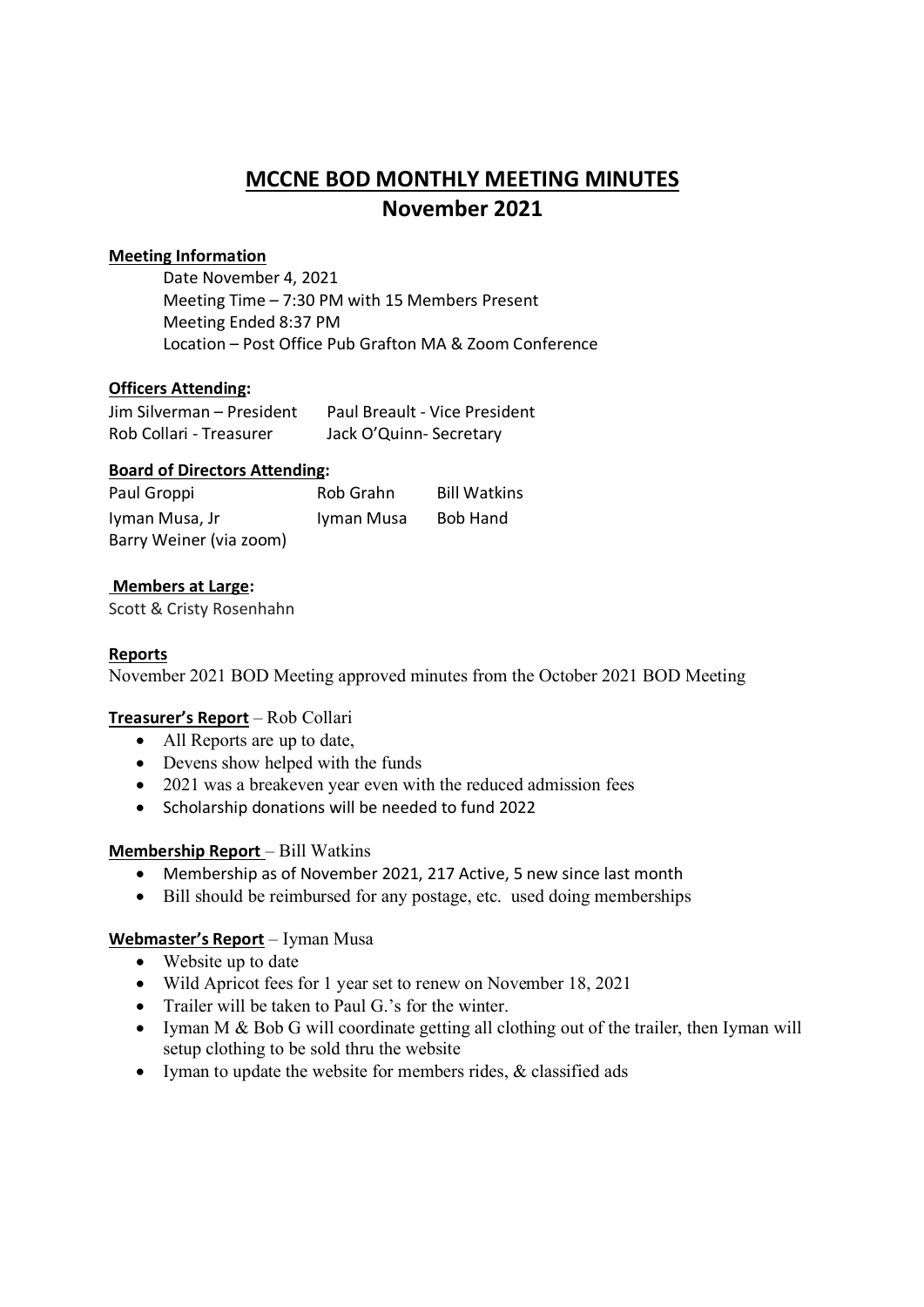# MCCNE BOD MONTHLY MEETING MINUTES
## November 2021

**Meeting Information**

Date November 4, 2021
Meeting Time – 7:30 PM with 15 Members Present
Meeting Ended 8:37 PM
Location – Post Office Pub Grafton MA & Zoom Conference

**Officers Attending:**

| | |
|---|---|
| Jim Silverman – President | Paul Breault - Vice President |
| Rob Collari - Treasurer | Jack O'Quinn- Secretary |

**Board of Directors Attending:**

| | | |
|---|---|---|
| Paul Groppi | Rob Grahn | Bill Watkins |
| Iyman Musa, Jr | Iyman Musa | Bob Hand |
| Barry Weiner (via zoom) | | |

**Members at Large:**

Scott & Cristy Rosenhahn

**Reports**

November 2021 BOD Meeting approved minutes from the October 2021 BOD Meeting

**Treasurer's Report** – Rob Collari

- All Reports are up to date,
- Devens show helped with the funds
- 2021 was a breakeven year even with the reduced admission fees
- Scholarship donations will be needed to fund 2022

**Membership Report** – Bill Watkins

- Membership as of November 2021, 217 Active, 5 new since last month
- Bill should be reimbursed for any postage, etc. used doing memberships

**Webmaster's Report** – Iyman Musa

- Website up to date
- Wild Apricot fees for 1 year set to renew on November 18, 2021
- Trailer will be taken to Paul G.'s for the winter.
- Iyman M & Bob G will coordinate getting all clothing out of the trailer, then Iyman will setup clothing to be sold thru the website
- Iyman to update the website for members rides, & classified ads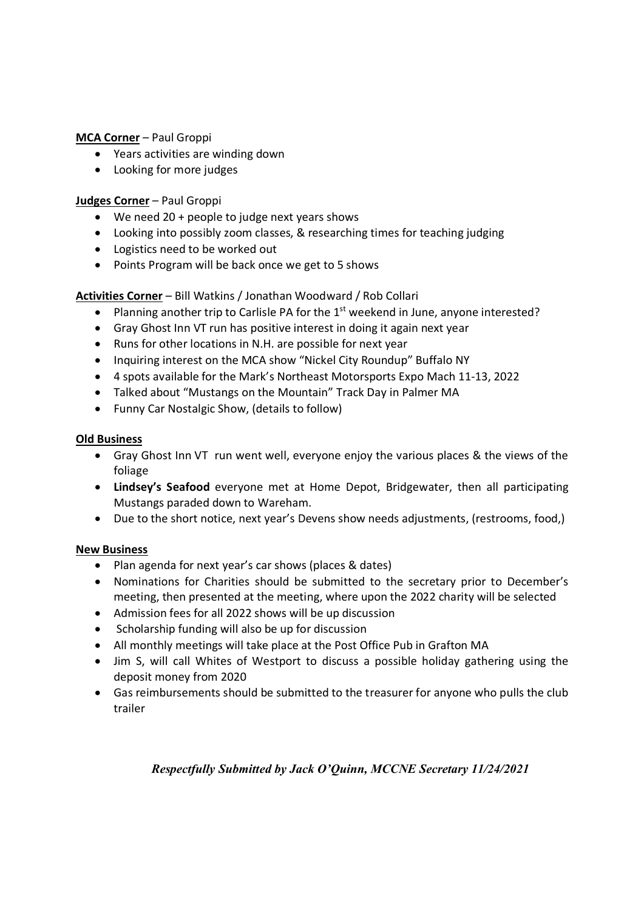**MCA Corner** – Paul Groppi

- Years activities are winding down
- Looking for more judges

**Judges Corner** – Paul Groppi

- We need 20 + people to judge next years shows
- Looking into possibly zoom classes, & researching times for teaching judging
- Logistics need to be worked out
- Points Program will be back once we get to 5 shows

**Activities Corner** – Bill Watkins / Jonathan Woodward / Rob Collari

- Planning another trip to Carlisle PA for the 1st weekend in June, anyone interested?
- Gray Ghost Inn VT run has positive interest in doing it again next year
- Runs for other locations in N.H. are possible for next year
- Inquiring interest on the MCA show "Nickel City Roundup" Buffalo NY
- 4 spots available for the Mark's Northeast Motorsports Expo Mach 11-13, 2022
- Talked about "Mustangs on the Mountain" Track Day in Palmer MA
- Funny Car Nostalgic Show, (details to follow)

**Old Business**

- Gray Ghost Inn VT run went well, everyone enjoy the various places & the views of the foliage
- **Lindsey's Seafood** everyone met at Home Depot, Bridgewater, then all participating Mustangs paraded down to Wareham.
- Due to the short notice, next year's Devens show needs adjustments, (restrooms, food,)

**New Business**

- Plan agenda for next year's car shows (places & dates)
- Nominations for Charities should be submitted to the secretary prior to December's meeting, then presented at the meeting, where upon the 2022 charity will be selected
- Admission fees for all 2022 shows will be up discussion
- Scholarship funding will also be up for discussion
- All monthly meetings will take place at the Post Office Pub in Grafton MA
- Jim S, will call Whites of Westport to discuss a possible holiday gathering using the deposit money from 2020
- Gas reimbursements should be submitted to the treasurer for anyone who pulls the club trailer

***Respectfully Submitted by Jack O'Quinn, MCCNE Secretary 11/24/2021***